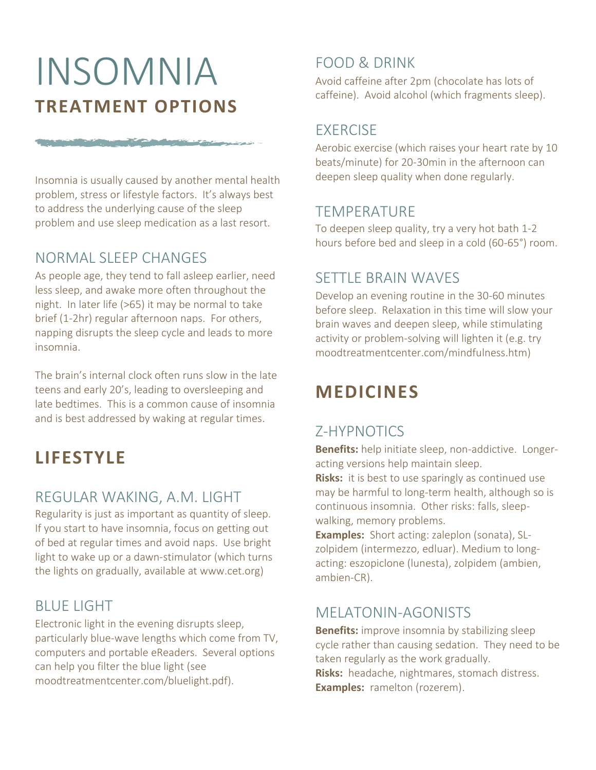# INSOMNIA
## TREATMENT OPTIONS

Insomnia is usually caused by another mental health problem, stress or lifestyle factors. It's always best to address the underlying cause of the sleep problem and use sleep medication as a last resort.

### NORMAL SLEEP CHANGES

As people age, they tend to fall asleep earlier, need less sleep, and awake more often throughout the night. In later life (>65) it may be normal to take brief (1-2hr) regular afternoon naps. For others, napping disrupts the sleep cycle and leads to more insomnia.

The brain's internal clock often runs slow in the late teens and early 20's, leading to oversleeping and late bedtimes. This is a common cause of insomnia and is best addressed by waking at regular times.

## LIFESTYLE

### REGULAR WAKING, A.M. LIGHT

Regularity is just as important as quantity of sleep. If you start to have insomnia, focus on getting out of bed at regular times and avoid naps. Use bright light to wake up or a dawn-stimulator (which turns the lights on gradually, available at www.cet.org)

### BLUE LIGHT

Electronic light in the evening disrupts sleep, particularly blue-wave lengths which come from TV, computers and portable eReaders. Several options can help you filter the blue light (see moodtreatmentcenter.com/bluelight.pdf).

### FOOD & DRINK

Avoid caffeine after 2pm (chocolate has lots of caffeine). Avoid alcohol (which fragments sleep).

### EXERCISE

Aerobic exercise (which raises your heart rate by 10 beats/minute) for 20-30min in the afternoon can deepen sleep quality when done regularly.

### TEMPERATURE

To deepen sleep quality, try a very hot bath 1-2 hours before bed and sleep in a cold (60-65°) room.

### SETTLE BRAIN WAVES

Develop an evening routine in the 30-60 minutes before sleep. Relaxation in this time will slow your brain waves and deepen sleep, while stimulating activity or problem-solving will lighten it (e.g. try moodtreatmentcenter.com/mindfulness.htm)

## MEDICINES

### Z-HYPNOTICS

**Benefits:** help initiate sleep, non-addictive. Longer-acting versions help maintain sleep.
**Risks:** it is best to use sparingly as continued use may be harmful to long-term health, although so is continuous insomnia. Other risks: falls, sleep-walking, memory problems.
**Examples:** Short acting: zaleplon (sonata), SL-zolpidem (intermezzo, edluar). Medium to long-acting: eszopiclone (lunesta), zolpidem (ambien, ambien-CR).

### MELATONIN-AGONISTS

**Benefits:** improve insomnia by stabilizing sleep cycle rather than causing sedation. They need to be taken regularly as the work gradually.
**Risks:** headache, nightmares, stomach distress.
**Examples:** ramelton (rozerem).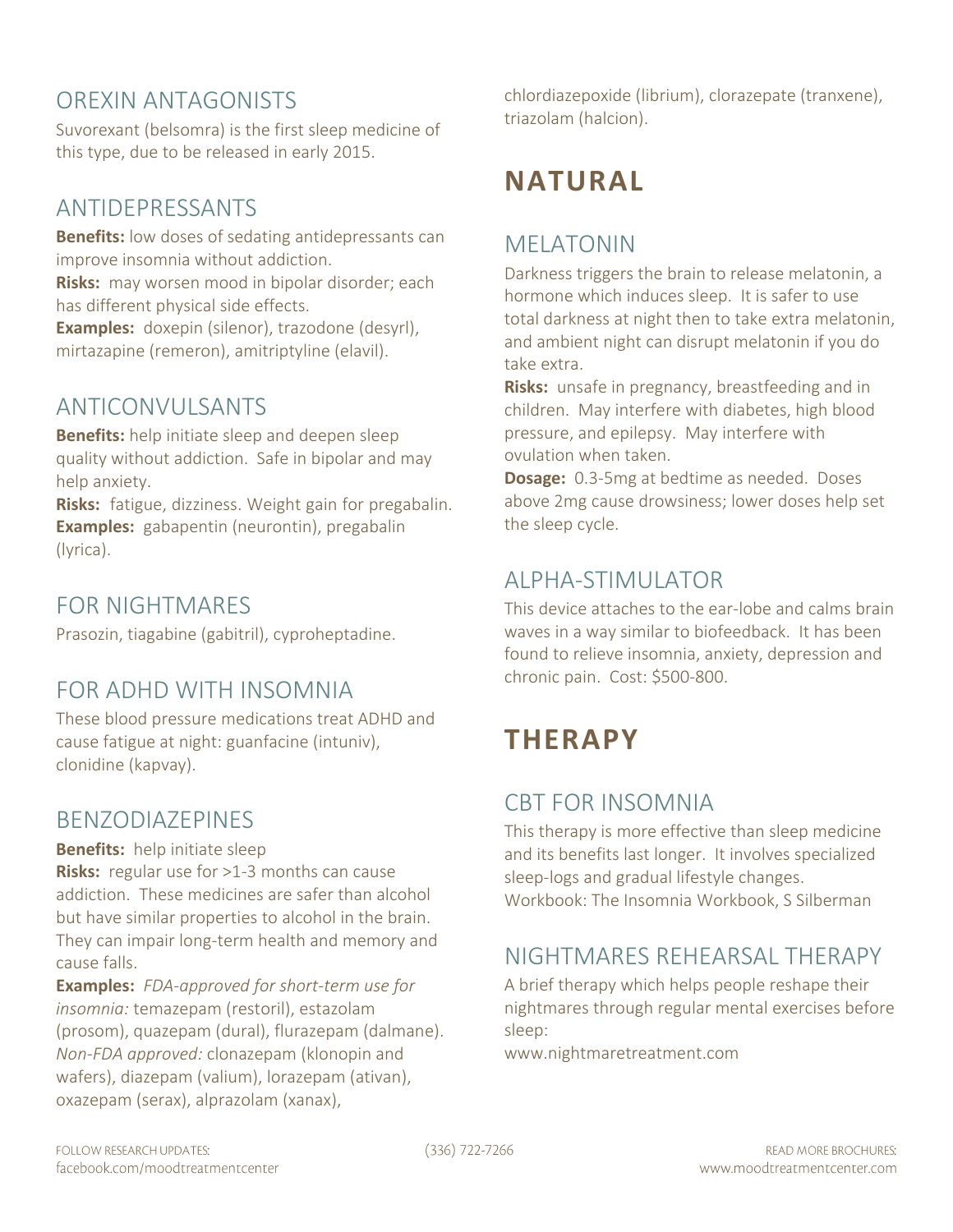### OREXIN ANTAGONISTS

Suvorexant (belsomra) is the first sleep medicine of this type, due to be released in early 2015.

### ANTIDEPRESSANTS

**Benefits:** low doses of sedating antidepressants can improve insomnia without addiction.
**Risks:** may worsen mood in bipolar disorder; each has different physical side effects.
**Examples:** doxepin (silenor), trazodone (desyrl), mirtazapine (remeron), amitriptyline (elavil).

### ANTICONVULSANTS

**Benefits:** help initiate sleep and deepen sleep quality without addiction. Safe in bipolar and may help anxiety.
**Risks:** fatigue, dizziness. Weight gain for pregabalin.
**Examples:** gabapentin (neurontin), pregabalin (lyrica).

### FOR NIGHTMARES

Prasozin, tiagabine (gabitril), cyproheptadine.

### FOR ADHD WITH INSOMNIA

These blood pressure medications treat ADHD and cause fatigue at night: guanfacine (intuniv), clonidine (kapvay).

### BENZODIAZEPINES

**Benefits:** help initiate sleep
**Risks:** regular use for >1-3 months can cause addiction. These medicines are safer than alcohol but have similar properties to alcohol in the brain. They can impair long-term health and memory and cause falls.
**Examples:** *FDA-approved for short-term use for insomnia:* temazepam (restoril), estazolam (prosom), quazepam (dural), flurazepam (dalmane). *Non-FDA approved:* clonazepam (klonopin and wafers), diazepam (valium), lorazepam (ativan), oxazepam (serax), alprazolam (xanax), chlordiazepoxide (librium), clorazepate (tranxene), triazolam (halcion).

## NATURAL

### MELATONIN

Darkness triggers the brain to release melatonin, a hormone which induces sleep. It is safer to use total darkness at night then to take extra melatonin, and ambient night can disrupt melatonin if you do take extra.
**Risks:** unsafe in pregnancy, breastfeeding and in children. May interfere with diabetes, high blood pressure, and epilepsy. May interfere with ovulation when taken.
**Dosage:** 0.3-5mg at bedtime as needed. Doses above 2mg cause drowsiness; lower doses help set the sleep cycle.

### ALPHA-STIMULATOR

This device attaches to the ear-lobe and calms brain waves in a way similar to biofeedback. It has been found to relieve insomnia, anxiety, depression and chronic pain. Cost: $500-800.

## THERAPY

### CBT FOR INSOMNIA

This therapy is more effective than sleep medicine and its benefits last longer. It involves specialized sleep-logs and gradual lifestyle changes.
Workbook: The Insomnia Workbook, S Silberman

### NIGHTMARES REHEARSAL THERAPY

A brief therapy which helps people reshape their nightmares through regular mental exercises before sleep:
www.nightmaretreatment.com

FOLLOW RESEARCH UPDATES:
facebook.com/moodtreatmentcenter

(336) 722-7266

READ MORE BROCHURES:
www.moodtreatmentcenter.com